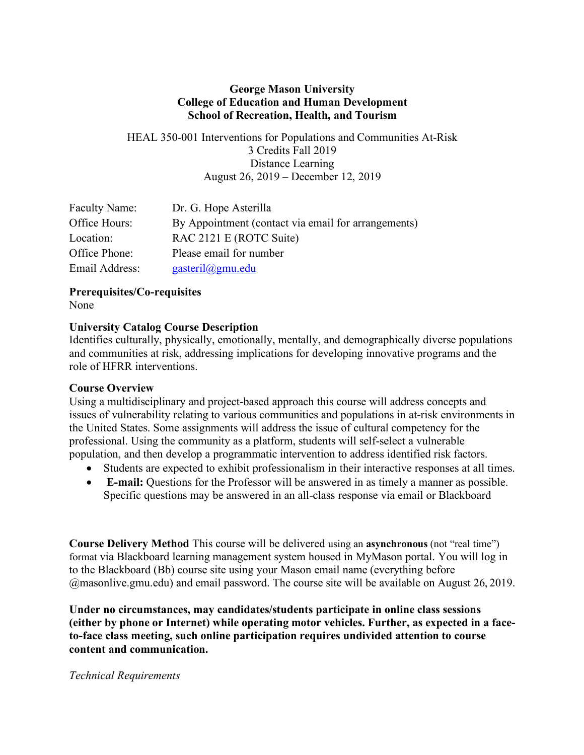**George Mason University**
**College of Education and Human Development**
**School of Recreation, Health, and Tourism**

HEAL 350-001 Interventions for Populations and Communities At-Risk
3 Credits Fall 2019
Distance Learning
August 26, 2019 – December 12, 2019

| | |
|---|---|
| Faculty Name: | Dr. G. Hope Asterilla |
| Office Hours: | By Appointment (contact via email for arrangements) |
| Location: | RAC 2121 E (ROTC Suite) |
| Office Phone: | Please email for number |
| Email Address: | gasteril@gmu.edu |

**Prerequisites/Co-requisites**
None

**University Catalog Course Description**
Identifies culturally, physically, emotionally, mentally, and demographically diverse populations and communities at risk, addressing implications for developing innovative programs and the role of HFRR interventions.

**Course Overview**
Using a multidisciplinary and project-based approach this course will address concepts and issues of vulnerability relating to various communities and populations in at-risk environments in the United States. Some assignments will address the issue of cultural competency for the professional. Using the community as a platform, students will self-select a vulnerable population, and then develop a programmatic intervention to address identified risk factors.

- Students are expected to exhibit professionalism in their interactive responses at all times.
- **E-mail:** Questions for the Professor will be answered in as timely a manner as possible. Specific questions may be answered in an all-class response via email or Blackboard

**Course Delivery Method** This course will be delivered using an **asynchronous** (not "real time") format via Blackboard learning management system housed in MyMason portal. You will log in to the Blackboard (Bb) course site using your Mason email name (everything before @masonlive.gmu.edu) and email password. The course site will be available on August 26, 2019.

**Under no circumstances, may candidates/students participate in online class sessions (either by phone or Internet) while operating motor vehicles. Further, as expected in a face-to-face class meeting, such online participation requires undivided attention to course content and communication.**

*Technical Requirements*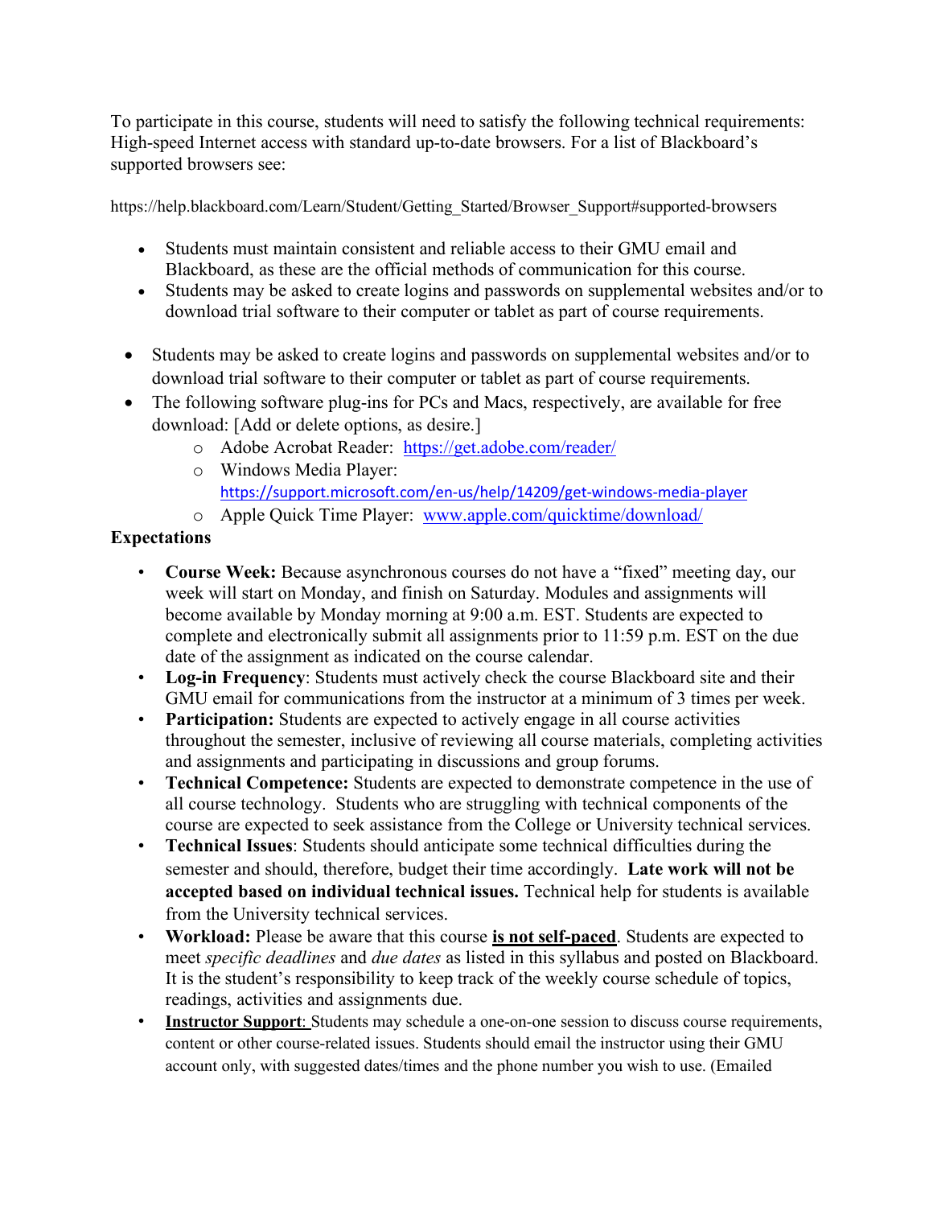To participate in this course, students will need to satisfy the following technical requirements: High-speed Internet access with standard up-to-date browsers. For a list of Blackboard's supported browsers see:

https://help.blackboard.com/Learn/Student/Getting_Started/Browser_Support#supported-browsers

- Students must maintain consistent and reliable access to their GMU email and Blackboard, as these are the official methods of communication for this course.
- Students may be asked to create logins and passwords on supplemental websites and/or to download trial software to their computer or tablet as part of course requirements.

- Students may be asked to create logins and passwords on supplemental websites and/or to download trial software to their computer or tablet as part of course requirements.
- The following software plug-ins for PCs and Macs, respectively, are available for free download: [Add or delete options, as desire.]
  - Adobe Acrobat Reader: https://get.adobe.com/reader/
  - Windows Media Player: https://support.microsoft.com/en-us/help/14209/get-windows-media-player
  - Apple Quick Time Player: www.apple.com/quicktime/download/

**Expectations**

- **Course Week:** Because asynchronous courses do not have a "fixed" meeting day, our week will start on Monday, and finish on Saturday. Modules and assignments will become available by Monday morning at 9:00 a.m. EST. Students are expected to complete and electronically submit all assignments prior to 11:59 p.m. EST on the due date of the assignment as indicated on the course calendar.
- **Log-in Frequency**: Students must actively check the course Blackboard site and their GMU email for communications from the instructor at a minimum of 3 times per week.
- **Participation:** Students are expected to actively engage in all course activities throughout the semester, inclusive of reviewing all course materials, completing activities and assignments and participating in discussions and group forums.
- **Technical Competence:** Students are expected to demonstrate competence in the use of all course technology. Students who are struggling with technical components of the course are expected to seek assistance from the College or University technical services.
- **Technical Issues**: Students should anticipate some technical difficulties during the semester and should, therefore, budget their time accordingly. **Late work will not be accepted based on individual technical issues.** Technical help for students is available from the University technical services.
- **Workload:** Please be aware that this course **<u>is not self-paced</u>**. Students are expected to meet *specific deadlines* and *due dates* as listed in this syllabus and posted on Blackboard. It is the student's responsibility to keep track of the weekly course schedule of topics, readings, activities and assignments due.
- **<u>Instructor Support</u>**: Students may schedule a one-on-one session to discuss course requirements, content or other course-related issues. Students should email the instructor using their GMU account only, with suggested dates/times and the phone number you wish to use. (Emailed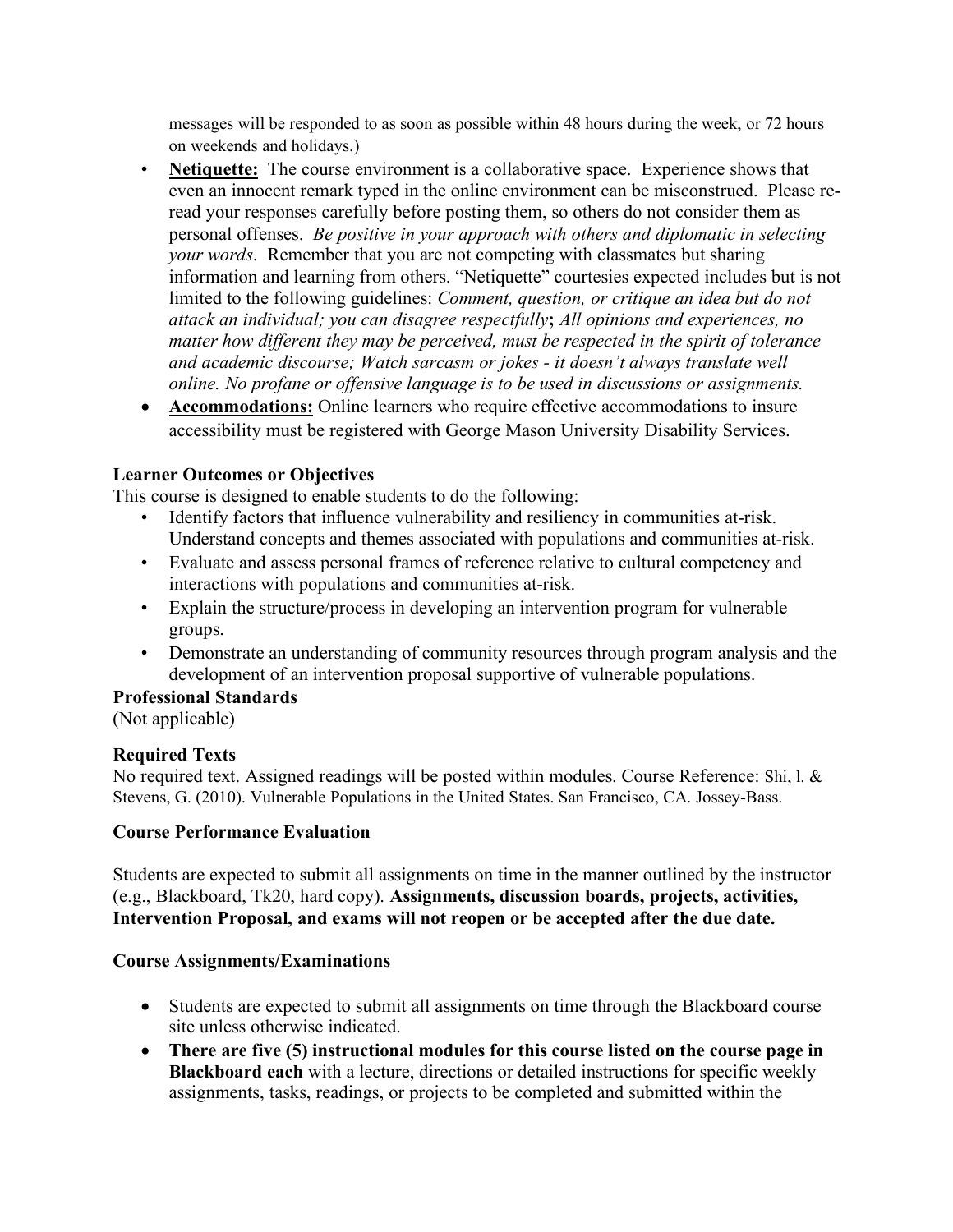messages will be responded to as soon as possible within 48 hours during the week, or 72 hours on weekends and holidays.)

- **Netiquette:** The course environment is a collaborative space. Experience shows that even an innocent remark typed in the online environment can be misconstrued. Please re-read your responses carefully before posting them, so others do not consider them as personal offenses. *Be positive in your approach with others and diplomatic in selecting your words*. Remember that you are not competing with classmates but sharing information and learning from others. "Netiquette" courtesies expected includes but is not limited to the following guidelines: *Comment, question, or critique an idea but do not attack an individual; you can disagree respectfully*; *All opinions and experiences, no matter how different they may be perceived, must be respected in the spirit of tolerance and academic discourse; Watch sarcasm or jokes - it doesn't always translate well online. No profane or offensive language is to be used in discussions or assignments.*
- **Accommodations:** Online learners who require effective accommodations to insure accessibility must be registered with George Mason University Disability Services.

### Learner Outcomes or Objectives

This course is designed to enable students to do the following:

- Identify factors that influence vulnerability and resiliency in communities at-risk. Understand concepts and themes associated with populations and communities at-risk.
- Evaluate and assess personal frames of reference relative to cultural competency and interactions with populations and communities at-risk.
- Explain the structure/process in developing an intervention program for vulnerable groups.
- Demonstrate an understanding of community resources through program analysis and the development of an intervention proposal supportive of vulnerable populations.

### Professional Standards

(Not applicable)

### Required Texts

No required text. Assigned readings will be posted within modules. Course Reference: Shi, l. & Stevens, G. (2010). Vulnerable Populations in the United States. San Francisco, CA. Jossey-Bass.

### Course Performance Evaluation

Students are expected to submit all assignments on time in the manner outlined by the instructor (e.g., Blackboard, Tk20, hard copy). **Assignments, discussion boards, projects, activities, Intervention Proposal, and exams will not reopen or be accepted after the due date.**

### Course Assignments/Examinations

- Students are expected to submit all assignments on time through the Blackboard course site unless otherwise indicated.
- **There are five (5) instructional modules for this course listed on the course page in Blackboard each** with a lecture, directions or detailed instructions for specific weekly assignments, tasks, readings, or projects to be completed and submitted within the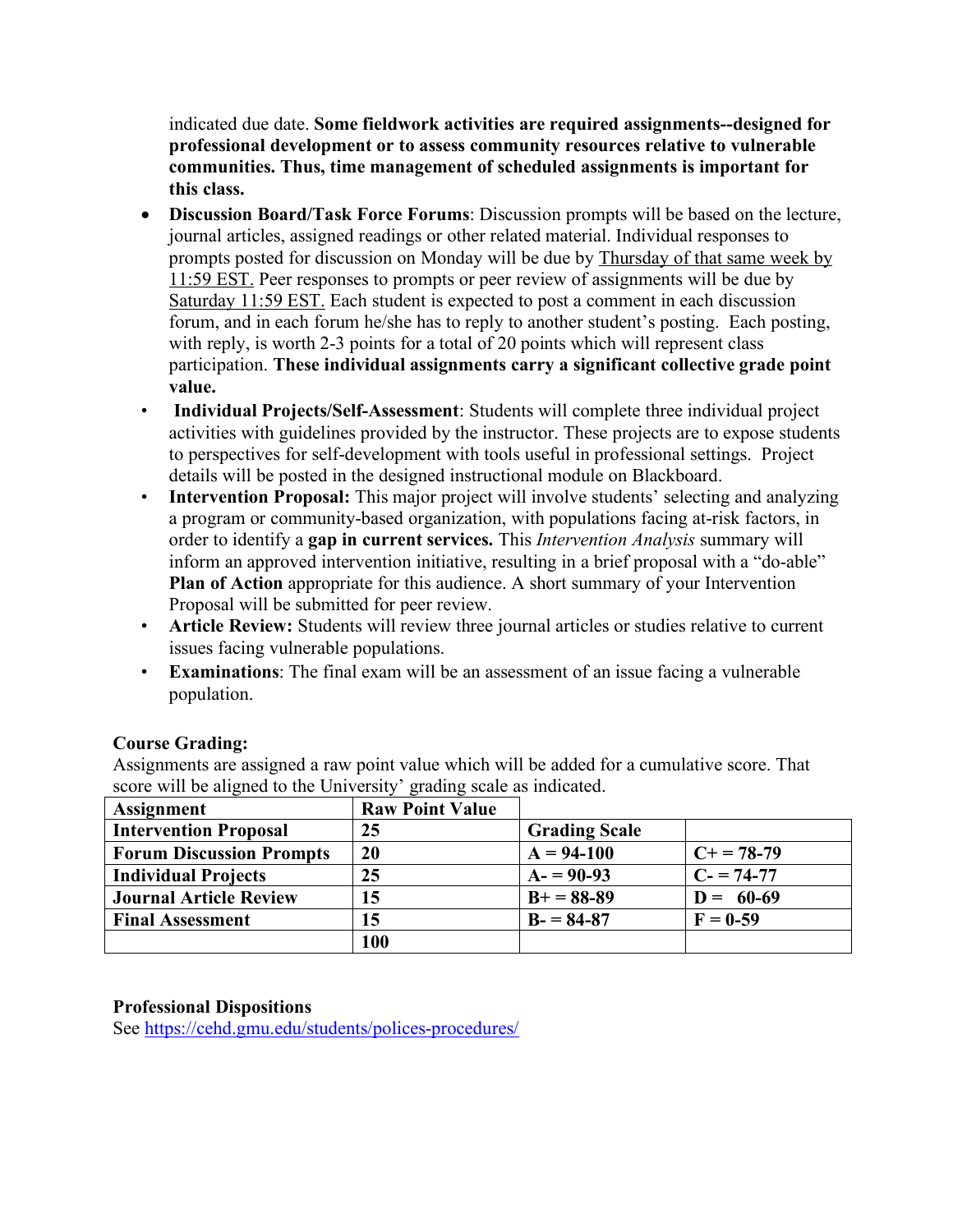indicated due date. **Some fieldwork activities are required assignments--designed for professional development or to assess community resources relative to vulnerable communities. Thus, time management of scheduled assignments is important for this class.**

- **Discussion Board/Task Force Forums**: Discussion prompts will be based on the lecture, journal articles, assigned readings or other related material. Individual responses to prompts posted for discussion on Monday will be due by Thursday of that same week by 11:59 EST. Peer responses to prompts or peer review of assignments will be due by Saturday 11:59 EST. Each student is expected to post a comment in each discussion forum, and in each forum he/she has to reply to another student's posting. Each posting, with reply, is worth 2-3 points for a total of 20 points which will represent class participation. **These individual assignments carry a significant collective grade point value.**
- **Individual Projects/Self-Assessment**: Students will complete three individual project activities with guidelines provided by the instructor. These projects are to expose students to perspectives for self-development with tools useful in professional settings. Project details will be posted in the designed instructional module on Blackboard.
- **Intervention Proposal:** This major project will involve students' selecting and analyzing a program or community-based organization, with populations facing at-risk factors, in order to identify a **gap in current services.** This *Intervention Analysis* summary will inform an approved intervention initiative, resulting in a brief proposal with a "do-able" **Plan of Action** appropriate for this audience. A short summary of your Intervention Proposal will be submitted for peer review.
- **Article Review:** Students will review three journal articles or studies relative to current issues facing vulnerable populations.
- **Examinations**: The final exam will be an assessment of an issue facing a vulnerable population.

**Course Grading:**

Assignments are assigned a raw point value which will be added for a cumulative score. That score will be aligned to the University' grading scale as indicated.

| Assignment | Raw Point Value | | |
|---|---|---|---|
| | | **Grading Scale** | |
| **Intervention Proposal** | 25 | | |
| **Forum Discussion Prompts** | 20 | **A = 94-100** | **C+ = 78-79** |
| **Individual Projects** | 25 | **A- = 90-93** | **C- = 74-77** |
| **Journal Article Review** | 15 | **B+ = 88-89** | **D = 60-69** |
| **Final Assessment** | 15 | **B- = 84-87** | **F = 0-59** |
| | **100** | | |

**Professional Dispositions**

See https://cehd.gmu.edu/students/polices-procedures/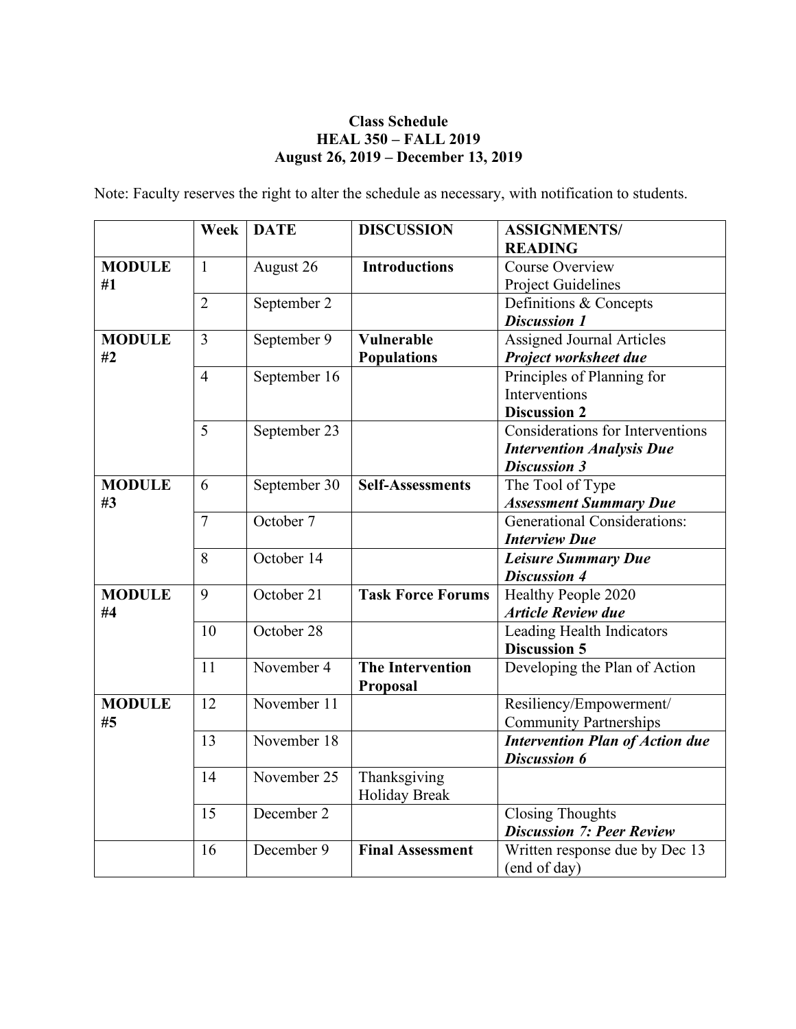**Class Schedule**
**HEAL 350 – FALL 2019**
**August 26, 2019 – December 13, 2019**

Note: Faculty reserves the right to alter the schedule as necessary, with notification to students.

| | Week | DATE | DISCUSSION | ASSIGNMENTS/ READING |
|---|---|---|---|---|
| **MODULE #1** | 1 | August 26 | **Introductions** | Course Overview<br>Project Guidelines |
| | 2 | September 2 | | Definitions & Concepts<br>***Discussion 1*** |
| **MODULE #2** | 3 | September 9 | **Vulnerable Populations** | Assigned Journal Articles<br>***Project worksheet due*** |
| | 4 | September 16 | | Principles of Planning for Interventions<br>**Discussion 2** |
| | 5 | September 23 | | Considerations for Interventions<br>***Intervention Analysis Due***<br>***Discussion 3*** |
| **MODULE #3** | 6 | September 30 | **Self-Assessments** | The Tool of Type<br>***Assessment Summary Due*** |
| | 7 | October 7 | | Generational Considerations:<br>***Interview Due*** |
| | 8 | October 14 | | ***Leisure Summary Due***<br>***Discussion 4*** |
| **MODULE #4** | 9 | October 21 | **Task Force Forums** | Healthy People 2020<br>***Article Review due*** |
| | 10 | October 28 | | Leading Health Indicators<br>**Discussion 5** |
| | 11 | November 4 | **The Intervention Proposal** | Developing the Plan of Action |
| **MODULE #5** | 12 | November 11 | | Resiliency/Empowerment/ Community Partnerships |
| | 13 | November 18 | | ***Intervention Plan of Action due***<br>***Discussion 6*** |
| | 14 | November 25 | Thanksgiving Holiday Break | |
| | 15 | December 2 | | Closing Thoughts<br>***Discussion 7: Peer Review*** |
| | 16 | December 9 | **Final Assessment** | Written response due by Dec 13 (end of day) |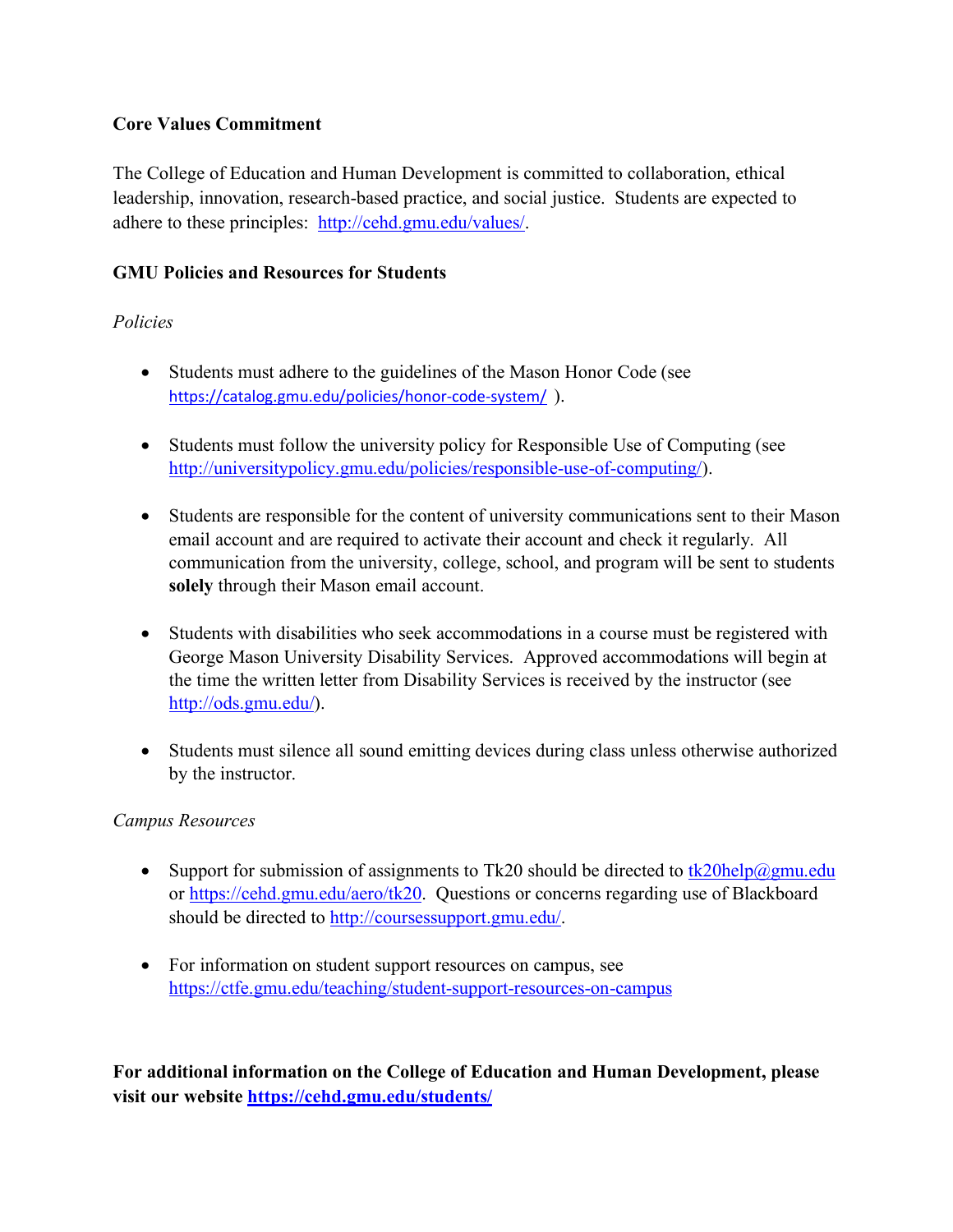**Core Values Commitment**

The College of Education and Human Development is committed to collaboration, ethical leadership, innovation, research-based practice, and social justice. Students are expected to adhere to these principles: http://cehd.gmu.edu/values/.

**GMU Policies and Resources for Students**

*Policies*

- Students must adhere to the guidelines of the Mason Honor Code (see https://catalog.gmu.edu/policies/honor-code-system/ ).
- Students must follow the university policy for Responsible Use of Computing (see http://universitypolicy.gmu.edu/policies/responsible-use-of-computing/).
- Students are responsible for the content of university communications sent to their Mason email account and are required to activate their account and check it regularly. All communication from the university, college, school, and program will be sent to students **solely** through their Mason email account.
- Students with disabilities who seek accommodations in a course must be registered with George Mason University Disability Services. Approved accommodations will begin at the time the written letter from Disability Services is received by the instructor (see http://ods.gmu.edu/).
- Students must silence all sound emitting devices during class unless otherwise authorized by the instructor.

*Campus Resources*

- Support for submission of assignments to Tk20 should be directed to tk20help@gmu.edu or https://cehd.gmu.edu/aero/tk20. Questions or concerns regarding use of Blackboard should be directed to http://coursessupport.gmu.edu/.
- For information on student support resources on campus, see https://ctfe.gmu.edu/teaching/student-support-resources-on-campus

**For additional information on the College of Education and Human Development, please visit our website https://cehd.gmu.edu/students/**